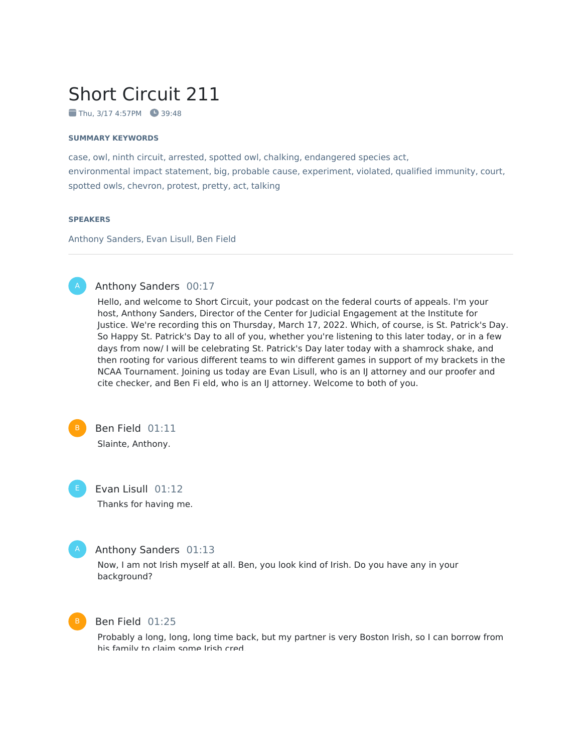# Short Circuit 211

Thu, 3/17 4:57PM   39:48

### SUMMARY KEYWORDS

case, owl, ninth circuit, arrested, spotted owl, chalking, endangered species act, environmental impact statement, big, probable cause, experiment, violated, qualified immunity, court, spotted owls, chevron, protest, pretty, act, talking

### SPEAKERS

Anthony Sanders, Evan Lisull, Ben Field

---

**Anthony Sanders** 00:17

Hello, and welcome to Short Circuit, your podcast on the federal courts of appeals. I'm your host, Anthony Sanders, Director of the Center for Judicial Engagement at the Institute for Justice. We're recording this on Thursday, March 17, 2022. Which, of course, is St. Patrick's Day. So Happy St. Patrick's Day to all of you, whether you're listening to this later today, or in a few days from now/ I will be celebrating St. Patrick's Day later today with a shamrock shake, and then rooting for various different teams to win different games in support of my brackets in the NCAA Tournament. Joining us today are Evan Lisull, who is an IJ attorney and our proofer and cite checker, and Ben Fi eld, who is an IJ attorney. Welcome to both of you.

**Ben Field** 01:11

Slainte, Anthony.

**Evan Lisull** 01:12

Thanks for having me.

**Anthony Sanders** 01:13

Now, I am not Irish myself at all. Ben, you look kind of Irish. Do you have any in your background?

**Ben Field** 01:25

Probably a long, long, long time back, but my partner is very Boston Irish, so I can borrow from his family to claim some Irish cred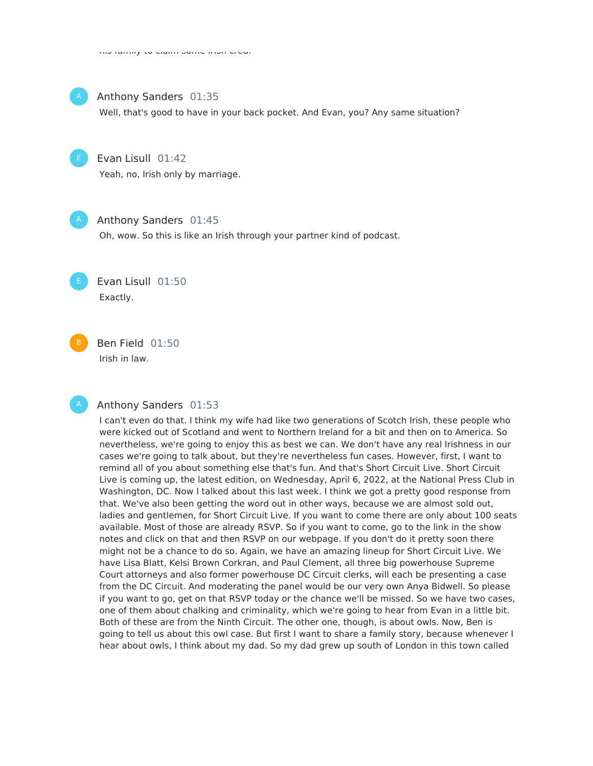his family to claim some Irish cred.

Anthony Sanders 01:35
Well, that's good to have in your back pocket. And Evan, you? Any same situation?

Evan Lisull 01:42
Yeah, no, Irish only by marriage.

Anthony Sanders 01:45
Oh, wow. So this is like an Irish through your partner kind of podcast.

Evan Lisull 01:50
Exactly.

Ben Field 01:50
Irish in law.

Anthony Sanders 01:53
I can't even do that. I think my wife had like two generations of Scotch Irish, these people who were kicked out of Scotland and went to Northern Ireland for a bit and then on to America. So nevertheless, we're going to enjoy this as best we can. We don't have any real Irishness in our cases we're going to talk about, but they're nevertheless fun cases. However, first, I want to remind all of you about something else that's fun. And that's Short Circuit Live. Short Circuit Live is coming up, the latest edition, on Wednesday, April 6, 2022, at the National Press Club in Washington, DC. Now I talked about this last week. I think we got a pretty good response from that. We've also been getting the word out in other ways, because we are almost sold out, ladies and gentlemen, for Short Circuit Live. If you want to come there are only about 100 seats available. Most of those are already RSVP. So if you want to come, go to the link in the show notes and click on that and then RSVP on our webpage. If you don't do it pretty soon there might not be a chance to do so. Again, we have an amazing lineup for Short Circuit Live. We have Lisa Blatt, Kelsi Brown Corkran, and Paul Clement, all three big powerhouse Supreme Court attorneys and also former powerhouse DC Circuit clerks, will each be presenting a case from the DC Circuit. And moderating the panel would be our very own Anya Bidwell. So please if you want to go, get on that RSVP today or the chance we'll be missed. So we have two cases, one of them about chalking and criminality, which we're going to hear from Evan in a little bit. Both of these are from the Ninth Circuit. The other one, though, is about owls. Now, Ben is going to tell us about this owl case. But first I want to share a family story, because whenever I hear about owls, I think about my dad. So my dad grew up south of London in this town called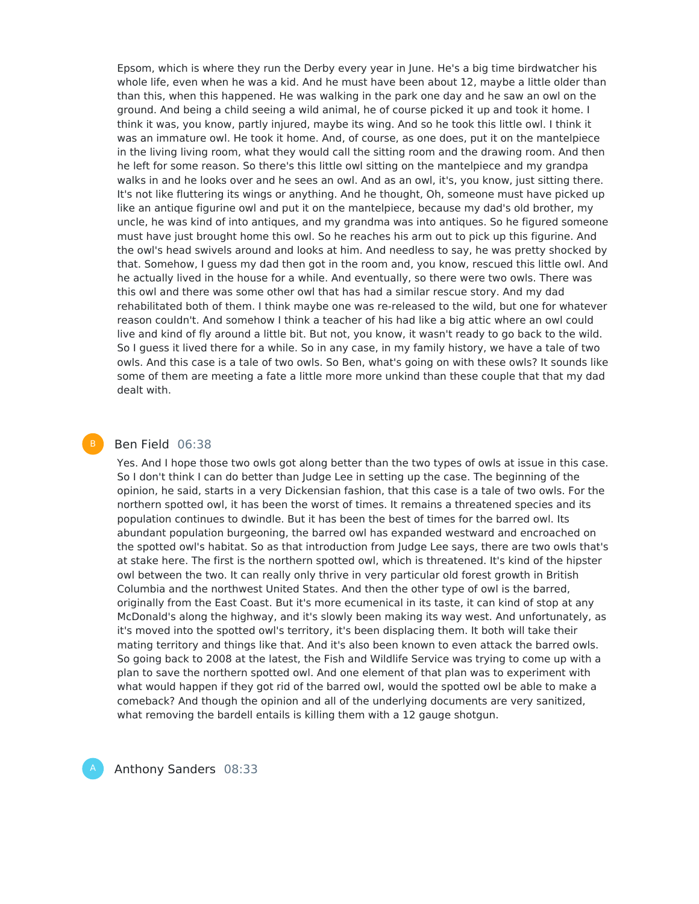Epsom, which is where they run the Derby every year in June. He's a big time birdwatcher his whole life, even when he was a kid. And he must have been about 12, maybe a little older than than this, when this happened. He was walking in the park one day and he saw an owl on the ground. And being a child seeing a wild animal, he of course picked it up and took it home. I think it was, you know, partly injured, maybe its wing. And so he took this little owl. I think it was an immature owl. He took it home. And, of course, as one does, put it on the mantelpiece in the living living room, what they would call the sitting room and the drawing room. And then he left for some reason. So there's this little owl sitting on the mantelpiece and my grandpa walks in and he looks over and he sees an owl. And as an owl, it's, you know, just sitting there. It's not like fluttering its wings or anything. And he thought, Oh, someone must have picked up like an antique figurine owl and put it on the mantelpiece, because my dad's old brother, my uncle, he was kind of into antiques, and my grandma was into antiques. So he figured someone must have just brought home this owl. So he reaches his arm out to pick up this figurine. And the owl's head swivels around and looks at him. And needless to say, he was pretty shocked by that. Somehow, I guess my dad then got in the room and, you know, rescued this little owl. And he actually lived in the house for a while. And eventually, so there were two owls. There was this owl and there was some other owl that has had a similar rescue story. And my dad rehabilitated both of them. I think maybe one was re-released to the wild, but one for whatever reason couldn't. And somehow I think a teacher of his had like a big attic where an owl could live and kind of fly around a little bit. But not, you know, it wasn't ready to go back to the wild. So I guess it lived there for a while. So in any case, in my family history, we have a tale of two owls. And this case is a tale of two owls. So Ben, what's going on with these owls? It sounds like some of them are meeting a fate a little more more unkind than these couple that that my dad dealt with.

B **Ben Field** 06:38

Yes. And I hope those two owls got along better than the two types of owls at issue in this case. So I don't think I can do better than Judge Lee in setting up the case. The beginning of the opinion, he said, starts in a very Dickensian fashion, that this case is a tale of two owls. For the northern spotted owl, it has been the worst of times. It remains a threatened species and its population continues to dwindle. But it has been the best of times for the barred owl. Its abundant population burgeoning, the barred owl has expanded westward and encroached on the spotted owl's habitat. So as that introduction from Judge Lee says, there are two owls that's at stake here. The first is the northern spotted owl, which is threatened. It's kind of the hipster owl between the two. It can really only thrive in very particular old forest growth in British Columbia and the northwest United States. And then the other type of owl is the barred, originally from the East Coast. But it's more ecumenical in its taste, it can kind of stop at any McDonald's along the highway, and it's slowly been making its way west. And unfortunately, as it's moved into the spotted owl's territory, it's been displacing them. It both will take their mating territory and things like that. And it's also been known to even attack the barred owls. So going back to 2008 at the latest, the Fish and Wildlife Service was trying to come up with a plan to save the northern spotted owl. And one element of that plan was to experiment with what would happen if they got rid of the barred owl, would the spotted owl be able to make a comeback? And though the opinion and all of the underlying documents are very sanitized, what removing the bardell entails is killing them with a 12 gauge shotgun.

A **Anthony Sanders** 08:33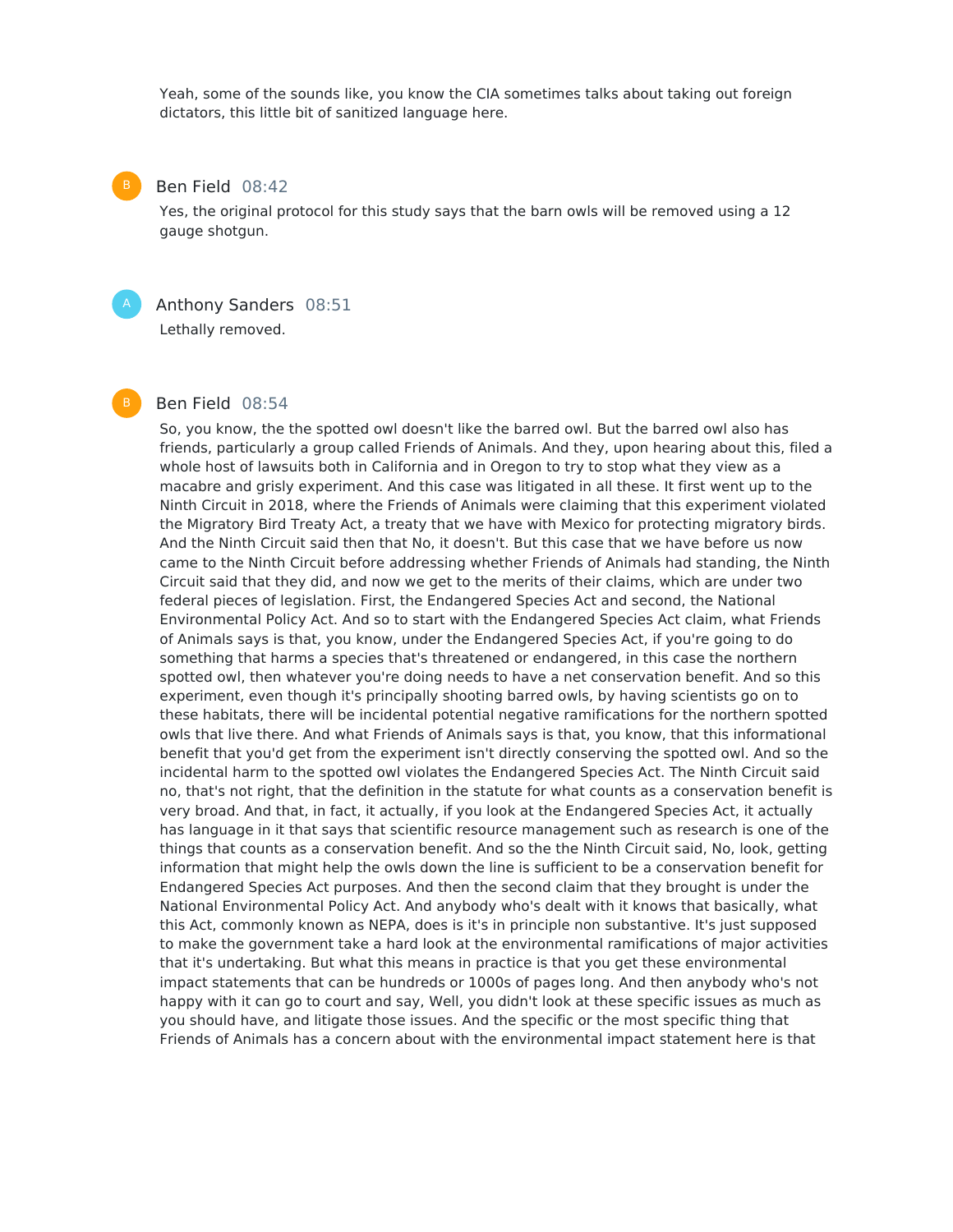Yeah, some of the sounds like, you know the CIA sometimes talks about taking out foreign dictators, this little bit of sanitized language here.

**Ben Field** 08:42

Yes, the original protocol for this study says that the barn owls will be removed using a 12 gauge shotgun.

**Anthony Sanders** 08:51

Lethally removed.

**Ben Field** 08:54

So, you know, the the spotted owl doesn't like the barred owl. But the barred owl also has friends, particularly a group called Friends of Animals. And they, upon hearing about this, filed a whole host of lawsuits both in California and in Oregon to try to stop what they view as a macabre and grisly experiment. And this case was litigated in all these. It first went up to the Ninth Circuit in 2018, where the Friends of Animals were claiming that this experiment violated the Migratory Bird Treaty Act, a treaty that we have with Mexico for protecting migratory birds. And the Ninth Circuit said then that No, it doesn't. But this case that we have before us now came to the Ninth Circuit before addressing whether Friends of Animals had standing, the Ninth Circuit said that they did, and now we get to the merits of their claims, which are under two federal pieces of legislation. First, the Endangered Species Act and second, the National Environmental Policy Act. And so to start with the Endangered Species Act claim, what Friends of Animals says is that, you know, under the Endangered Species Act, if you're going to do something that harms a species that's threatened or endangered, in this case the northern spotted owl, then whatever you're doing needs to have a net conservation benefit. And so this experiment, even though it's principally shooting barred owls, by having scientists go on to these habitats, there will be incidental potential negative ramifications for the northern spotted owls that live there. And what Friends of Animals says is that, you know, that this informational benefit that you'd get from the experiment isn't directly conserving the spotted owl. And so the incidental harm to the spotted owl violates the Endangered Species Act. The Ninth Circuit said no, that's not right, that the definition in the statute for what counts as a conservation benefit is very broad. And that, in fact, it actually, if you look at the Endangered Species Act, it actually has language in it that says that scientific resource management such as research is one of the things that counts as a conservation benefit. And so the the Ninth Circuit said, No, look, getting information that might help the owls down the line is sufficient to be a conservation benefit for Endangered Species Act purposes. And then the second claim that they brought is under the National Environmental Policy Act. And anybody who's dealt with it knows that basically, what this Act, commonly known as NEPA, does is it's in principle non substantive. It's just supposed to make the government take a hard look at the environmental ramifications of major activities that it's undertaking. But what this means in practice is that you get these environmental impact statements that can be hundreds or 1000s of pages long. And then anybody who's not happy with it can go to court and say, Well, you didn't look at these specific issues as much as you should have, and litigate those issues. And the specific or the most specific thing that Friends of Animals has a concern about with the environmental impact statement here is that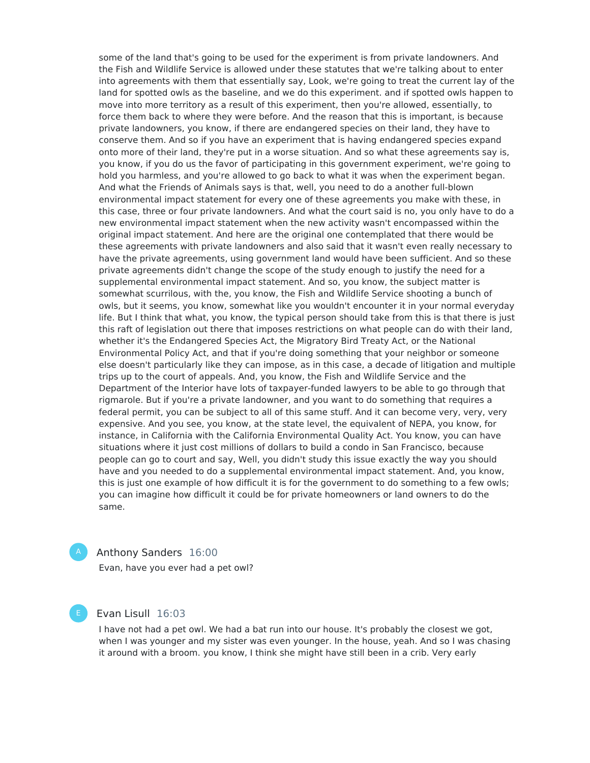some of the land that's going to be used for the experiment is from private landowners. And the Fish and Wildlife Service is allowed under these statutes that we're talking about to enter into agreements with them that essentially say, Look, we're going to treat the current lay of the land for spotted owls as the baseline, and we do this experiment. and if spotted owls happen to move into more territory as a result of this experiment, then you're allowed, essentially, to force them back to where they were before. And the reason that this is important, is because private landowners, you know, if there are endangered species on their land, they have to conserve them. And so if you have an experiment that is having endangered species expand onto more of their land, they're put in a worse situation. And so what these agreements say is, you know, if you do us the favor of participating in this government experiment, we're going to hold you harmless, and you're allowed to go back to what it was when the experiment began. And what the Friends of Animals says is that, well, you need to do a another full-blown environmental impact statement for every one of these agreements you make with these, in this case, three or four private landowners. And what the court said is no, you only have to do a new environmental impact statement when the new activity wasn't encompassed within the original impact statement. And here are the original one contemplated that there would be these agreements with private landowners and also said that it wasn't even really necessary to have the private agreements, using government land would have been sufficient. And so these private agreements didn't change the scope of the study enough to justify the need for a supplemental environmental impact statement. And so, you know, the subject matter is somewhat scurrilous, with the, you know, the Fish and Wildlife Service shooting a bunch of owls, but it seems, you know, somewhat like you wouldn't encounter it in your normal everyday life. But I think that what, you know, the typical person should take from this is that there is just this raft of legislation out there that imposes restrictions on what people can do with their land, whether it's the Endangered Species Act, the Migratory Bird Treaty Act, or the National Environmental Policy Act, and that if you're doing something that your neighbor or someone else doesn't particularly like they can impose, as in this case, a decade of litigation and multiple trips up to the court of appeals. And, you know, the Fish and Wildlife Service and the Department of the Interior have lots of taxpayer-funded lawyers to be able to go through that rigmarole. But if you're a private landowner, and you want to do something that requires a federal permit, you can be subject to all of this same stuff. And it can become very, very, very expensive. And you see, you know, at the state level, the equivalent of NEPA, you know, for instance, in California with the California Environmental Quality Act. You know, you can have situations where it just cost millions of dollars to build a condo in San Francisco, because people can go to court and say, Well, you didn't study this issue exactly the way you should have and you needed to do a supplemental environmental impact statement. And, you know, this is just one example of how difficult it is for the government to do something to a few owls; you can imagine how difficult it could be for private homeowners or land owners to do the same.

**Anthony Sanders** 16:00

Evan, have you ever had a pet owl?

**Evan Lisull** 16:03

I have not had a pet owl. We had a bat run into our house. It's probably the closest we got, when I was younger and my sister was even younger. In the house, yeah. And so I was chasing it around with a broom. you know, I think she might have still been in a crib. Very early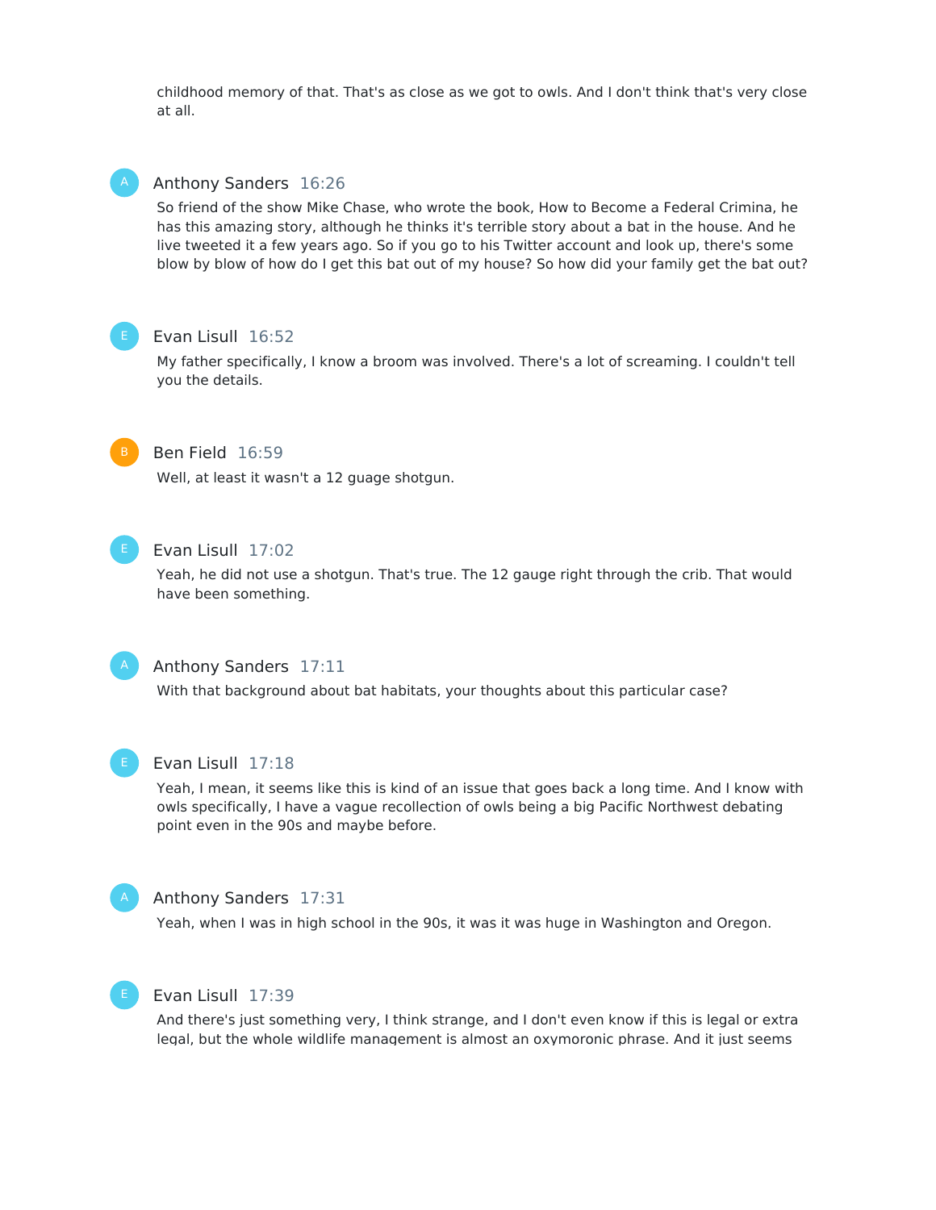childhood memory of that. That's as close as we got to owls. And I don't think that's very close at all.

**Anthony Sanders** 16:26

So friend of the show Mike Chase, who wrote the book, How to Become a Federal Crimina, he has this amazing story, although he thinks it's terrible story about a bat in the house. And he live tweeted it a few years ago. So if you go to his Twitter account and look up, there's some blow by blow of how do I get this bat out of my house? So how did your family get the bat out?

**Evan Lisull** 16:52

My father specifically, I know a broom was involved. There's a lot of screaming. I couldn't tell you the details.

**Ben Field** 16:59

Well, at least it wasn't a 12 guage shotgun.

**Evan Lisull** 17:02

Yeah, he did not use a shotgun. That's true. The 12 gauge right through the crib. That would have been something.

**Anthony Sanders** 17:11

With that background about bat habitats, your thoughts about this particular case?

**Evan Lisull** 17:18

Yeah, I mean, it seems like this is kind of an issue that goes back a long time. And I know with owls specifically, I have a vague recollection of owls being a big Pacific Northwest debating point even in the 90s and maybe before.

**Anthony Sanders** 17:31

Yeah, when I was in high school in the 90s, it was it was huge in Washington and Oregon.

**Evan Lisull** 17:39

And there's just something very, I think strange, and I don't even know if this is legal or extra legal, but the whole wildlife management is almost an oxymoronic phrase. And it just seems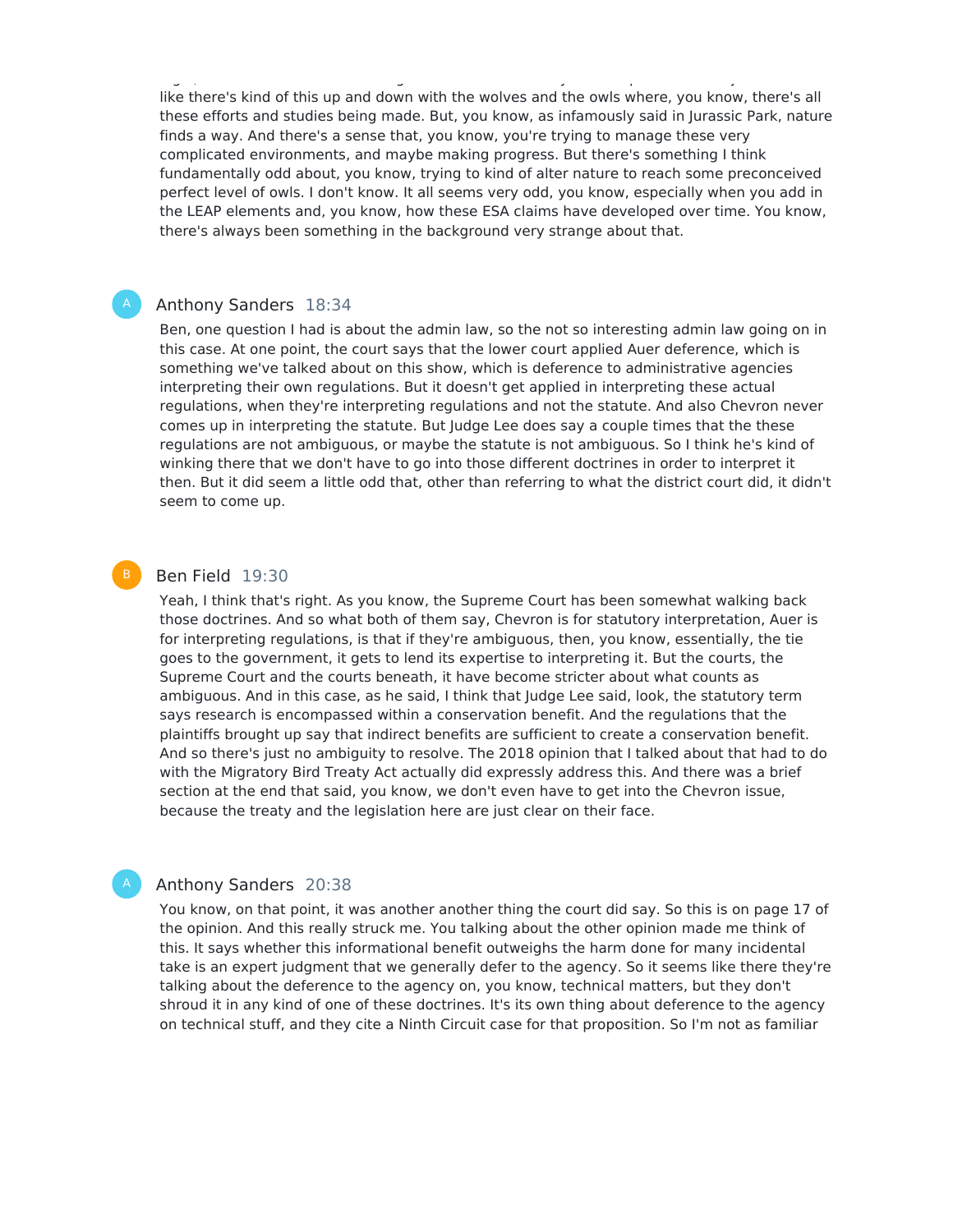like there's kind of this up and down with the wolves and the owls where, you know, there's all these efforts and studies being made. But, you know, as infamously said in Jurassic Park, nature finds a way. And there's a sense that, you know, you're trying to manage these very complicated environments, and maybe making progress. But there's something I think fundamentally odd about, you know, trying to kind of alter nature to reach some preconceived perfect level of owls. I don't know. It all seems very odd, you know, especially when you add in the LEAP elements and, you know, how these ESA claims have developed over time. You know, there's always been something in the background very strange about that.

**Anthony Sanders** 18:34

Ben, one question I had is about the admin law, so the not so interesting admin law going on in this case. At one point, the court says that the lower court applied Auer deference, which is something we've talked about on this show, which is deference to administrative agencies interpreting their own regulations. But it doesn't get applied in interpreting these actual regulations, when they're interpreting regulations and not the statute. And also Chevron never comes up in interpreting the statute. But Judge Lee does say a couple times that the these regulations are not ambiguous, or maybe the statute is not ambiguous. So I think he's kind of winking there that we don't have to go into those different doctrines in order to interpret it then. But it did seem a little odd that, other than referring to what the district court did, it didn't seem to come up.

**Ben Field** 19:30

Yeah, I think that's right. As you know, the Supreme Court has been somewhat walking back those doctrines. And so what both of them say, Chevron is for statutory interpretation, Auer is for interpreting regulations, is that if they're ambiguous, then, you know, essentially, the tie goes to the government, it gets to lend its expertise to interpreting it. But the courts, the Supreme Court and the courts beneath, it have become stricter about what counts as ambiguous. And in this case, as he said, I think that Judge Lee said, look, the statutory term says research is encompassed within a conservation benefit. And the regulations that the plaintiffs brought up say that indirect benefits are sufficient to create a conservation benefit. And so there's just no ambiguity to resolve. The 2018 opinion that I talked about that had to do with the Migratory Bird Treaty Act actually did expressly address this. And there was a brief section at the end that said, you know, we don't even have to get into the Chevron issue, because the treaty and the legislation here are just clear on their face.

**Anthony Sanders** 20:38

You know, on that point, it was another another thing the court did say. So this is on page 17 of the opinion. And this really struck me. You talking about the other opinion made me think of this. It says whether this informational benefit outweighs the harm done for many incidental take is an expert judgment that we generally defer to the agency. So it seems like there they're talking about the deference to the agency on, you know, technical matters, but they don't shroud it in any kind of one of these doctrines. It's its own thing about deference to the agency on technical stuff, and they cite a Ninth Circuit case for that proposition. So I'm not as familiar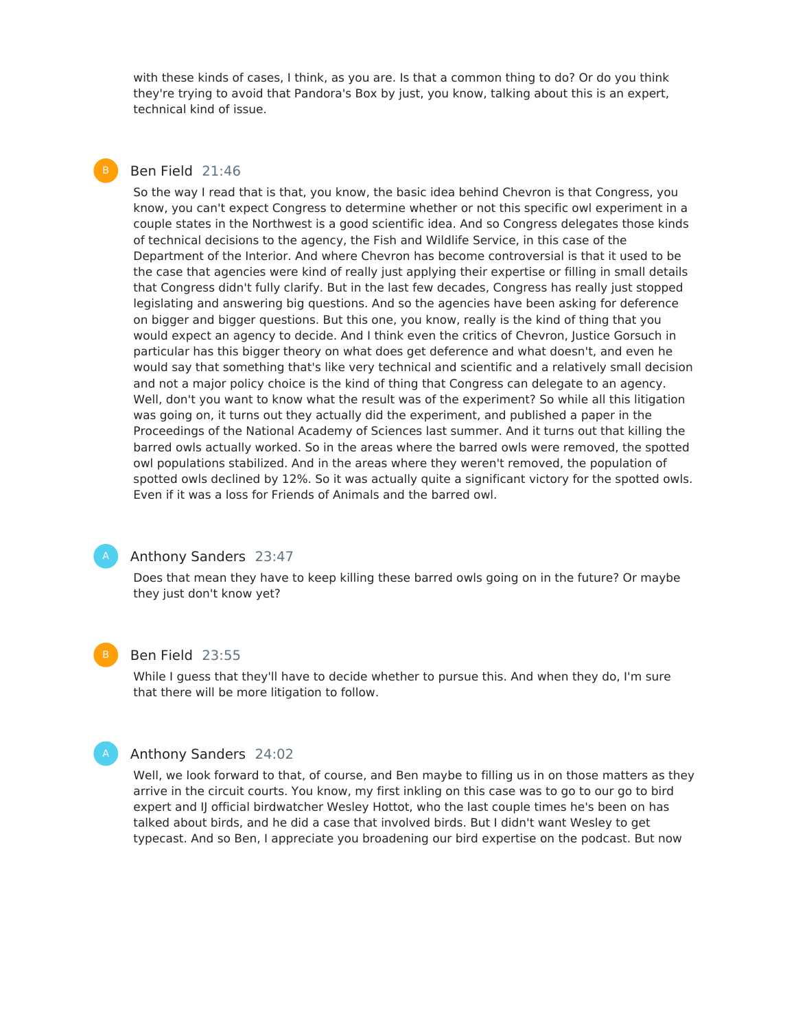with these kinds of cases, I think, as you are. Is that a common thing to do? Or do you think they're trying to avoid that Pandora's Box by just, you know, talking about this is an expert, technical kind of issue.

**Ben Field** 21:46

So the way I read that is that, you know, the basic idea behind Chevron is that Congress, you know, you can't expect Congress to determine whether or not this specific owl experiment in a couple states in the Northwest is a good scientific idea. And so Congress delegates those kinds of technical decisions to the agency, the Fish and Wildlife Service, in this case of the Department of the Interior. And where Chevron has become controversial is that it used to be the case that agencies were kind of really just applying their expertise or filling in small details that Congress didn't fully clarify. But in the last few decades, Congress has really just stopped legislating and answering big questions. And so the agencies have been asking for deference on bigger and bigger questions. But this one, you know, really is the kind of thing that you would expect an agency to decide. And I think even the critics of Chevron, Justice Gorsuch in particular has this bigger theory on what does get deference and what doesn't, and even he would say that something that's like very technical and scientific and a relatively small decision and not a major policy choice is the kind of thing that Congress can delegate to an agency. Well, don't you want to know what the result was of the experiment? So while all this litigation was going on, it turns out they actually did the experiment, and published a paper in the Proceedings of the National Academy of Sciences last summer. And it turns out that killing the barred owls actually worked. So in the areas where the barred owls were removed, the spotted owl populations stabilized. And in the areas where they weren't removed, the population of spotted owls declined by 12%. So it was actually quite a significant victory for the spotted owls. Even if it was a loss for Friends of Animals and the barred owl.

**Anthony Sanders** 23:47

Does that mean they have to keep killing these barred owls going on in the future? Or maybe they just don't know yet?

**Ben Field** 23:55

While I guess that they'll have to decide whether to pursue this. And when they do, I'm sure that there will be more litigation to follow.

**Anthony Sanders** 24:02

Well, we look forward to that, of course, and Ben maybe to filling us in on those matters as they arrive in the circuit courts. You know, my first inkling on this case was to go to our go to bird expert and IJ official birdwatcher Wesley Hottot, who the last couple times he's been on has talked about birds, and he did a case that involved birds. But I didn't want Wesley to get typecast. And so Ben, I appreciate you broadening our bird expertise on the podcast. But now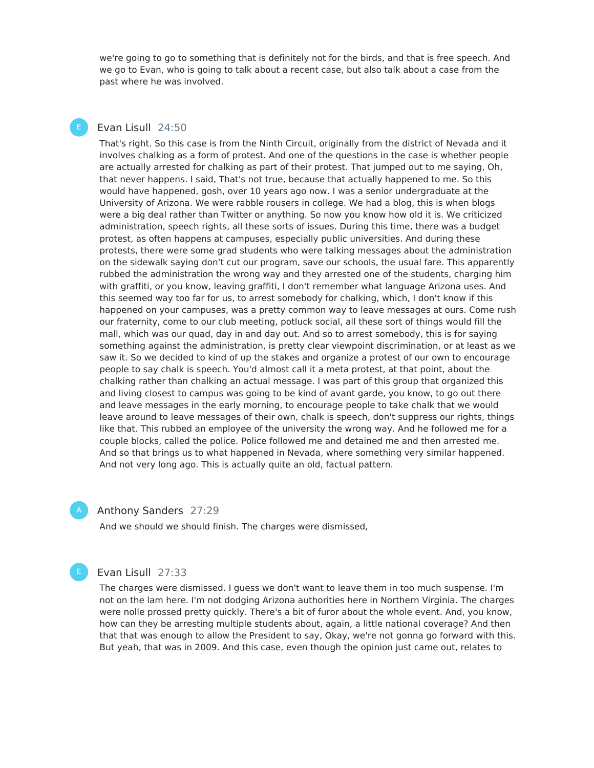we're going to go to something that is definitely not for the birds, and that is free speech. And we go to Evan, who is going to talk about a recent case, but also talk about a case from the past where he was involved.

E Evan Lisull 24:50

That's right. So this case is from the Ninth Circuit, originally from the district of Nevada and it involves chalking as a form of protest. And one of the questions in the case is whether people are actually arrested for chalking as part of their protest. That jumped out to me saying, Oh, that never happens. I said, That's not true, because that actually happened to me. So this would have happened, gosh, over 10 years ago now. I was a senior undergraduate at the University of Arizona. We were rabble rousers in college. We had a blog, this is when blogs were a big deal rather than Twitter or anything. So now you know how old it is. We criticized administration, speech rights, all these sorts of issues. During this time, there was a budget protest, as often happens at campuses, especially public universities. And during these protests, there were some grad students who were talking messages about the administration on the sidewalk saying don't cut our program, save our schools, the usual fare. This apparently rubbed the administration the wrong way and they arrested one of the students, charging him with graffiti, or you know, leaving graffiti, I don't remember what language Arizona uses. And this seemed way too far for us, to arrest somebody for chalking, which, I don't know if this happened on your campuses, was a pretty common way to leave messages at ours. Come rush our fraternity, come to our club meeting, potluck social, all these sort of things would fill the mall, which was our quad, day in and day out. And so to arrest somebody, this is for saying something against the administration, is pretty clear viewpoint discrimination, or at least as we saw it. So we decided to kind of up the stakes and organize a protest of our own to encourage people to say chalk is speech. You'd almost call it a meta protest, at that point, about the chalking rather than chalking an actual message. I was part of this group that organized this and living closest to campus was going to be kind of avant garde, you know, to go out there and leave messages in the early morning, to encourage people to take chalk that we would leave around to leave messages of their own, chalk is speech, don't suppress our rights, things like that. This rubbed an employee of the university the wrong way. And he followed me for a couple blocks, called the police. Police followed me and detained me and then arrested me. And so that brings us to what happened in Nevada, where something very similar happened. And not very long ago. This is actually quite an old, factual pattern.

A Anthony Sanders 27:29

And we should we should finish. The charges were dismissed,

E Evan Lisull 27:33

The charges were dismissed. I guess we don't want to leave them in too much suspense. I'm not on the lam here. I'm not dodging Arizona authorities here in Northern Virginia. The charges were nolle prossed pretty quickly. There's a bit of furor about the whole event. And, you know, how can they be arresting multiple students about, again, a little national coverage? And then that that was enough to allow the President to say, Okay, we're not gonna go forward with this. But yeah, that was in 2009. And this case, even though the opinion just came out, relates to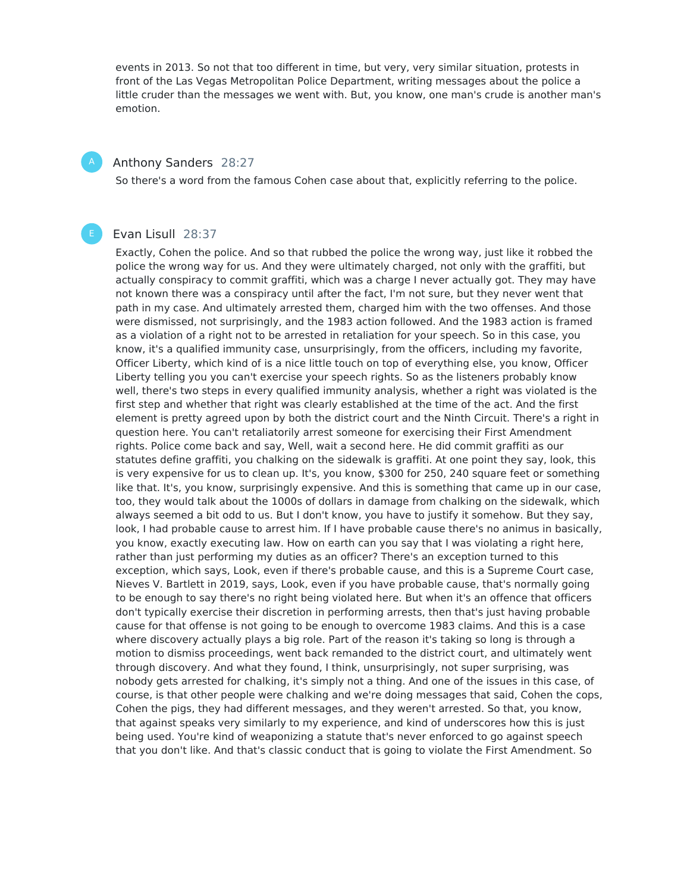events in 2013. So not that too different in time, but very, very similar situation, protests in front of the Las Vegas Metropolitan Police Department, writing messages about the police a little cruder than the messages we went with. But, you know, one man's crude is another man's emotion.

**Anthony Sanders** 28:27

So there's a word from the famous Cohen case about that, explicitly referring to the police.

**Evan Lisull** 28:37

Exactly, Cohen the police. And so that rubbed the police the wrong way, just like it robbed the police the wrong way for us. And they were ultimately charged, not only with the graffiti, but actually conspiracy to commit graffiti, which was a charge I never actually got. They may have not known there was a conspiracy until after the fact, I'm not sure, but they never went that path in my case. And ultimately arrested them, charged him with the two offenses. And those were dismissed, not surprisingly, and the 1983 action followed. And the 1983 action is framed as a violation of a right not to be arrested in retaliation for your speech. So in this case, you know, it's a qualified immunity case, unsurprisingly, from the officers, including my favorite, Officer Liberty, which kind of is a nice little touch on top of everything else, you know, Officer Liberty telling you you can't exercise your speech rights. So as the listeners probably know well, there's two steps in every qualified immunity analysis, whether a right was violated is the first step and whether that right was clearly established at the time of the act. And the first element is pretty agreed upon by both the district court and the Ninth Circuit. There's a right in question here. You can't retaliatorily arrest someone for exercising their First Amendment rights. Police come back and say, Well, wait a second here. He did commit graffiti as our statutes define graffiti, you chalking on the sidewalk is graffiti. At one point they say, look, this is very expensive for us to clean up. It's, you know, $300 for 250, 240 square feet or something like that. It's, you know, surprisingly expensive. And this is something that came up in our case, too, they would talk about the 1000s of dollars in damage from chalking on the sidewalk, which always seemed a bit odd to us. But I don't know, you have to justify it somehow. But they say, look, I had probable cause to arrest him. If I have probable cause there's no animus in basically, you know, exactly executing law. How on earth can you say that I was violating a right here, rather than just performing my duties as an officer? There's an exception turned to this exception, which says, Look, even if there's probable cause, and this is a Supreme Court case, Nieves V. Bartlett in 2019, says, Look, even if you have probable cause, that's normally going to be enough to say there's no right being violated here. But when it's an offence that officers don't typically exercise their discretion in performing arrests, then that's just having probable cause for that offense is not going to be enough to overcome 1983 claims. And this is a case where discovery actually plays a big role. Part of the reason it's taking so long is through a motion to dismiss proceedings, went back remanded to the district court, and ultimately went through discovery. And what they found, I think, unsurprisingly, not super surprising, was nobody gets arrested for chalking, it's simply not a thing. And one of the issues in this case, of course, is that other people were chalking and we're doing messages that said, Cohen the cops, Cohen the pigs, they had different messages, and they weren't arrested. So that, you know, that against speaks very similarly to my experience, and kind of underscores how this is just being used. You're kind of weaponizing a statute that's never enforced to go against speech that you don't like. And that's classic conduct that is going to violate the First Amendment. So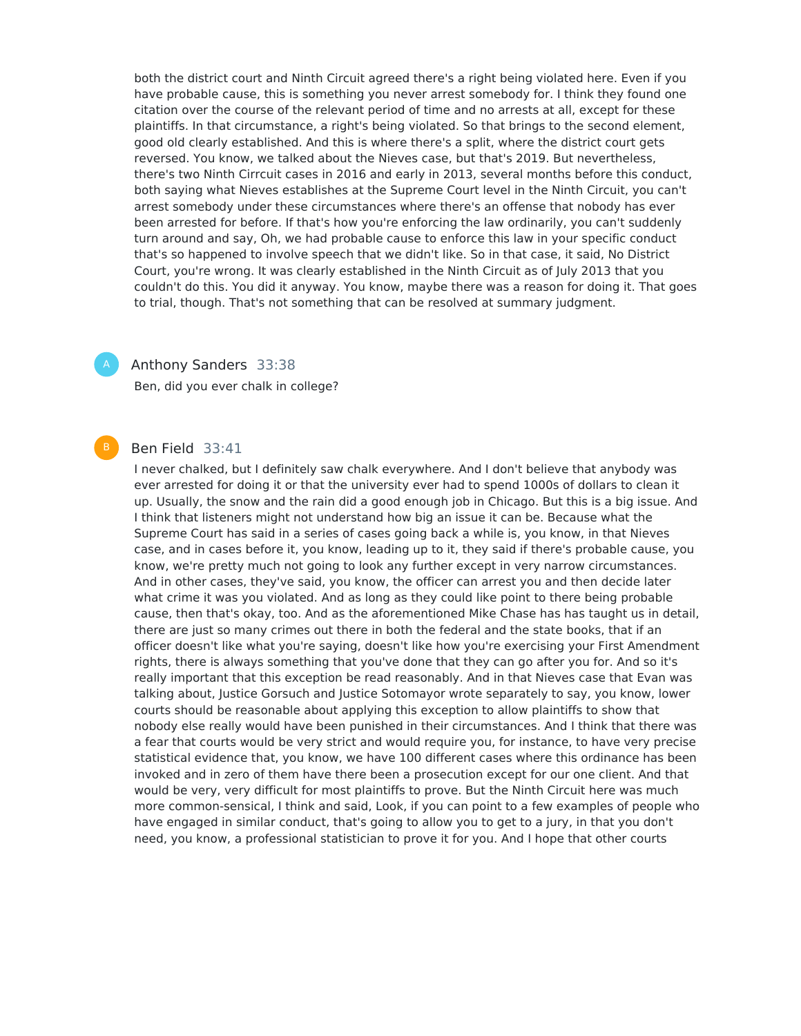both the district court and Ninth Circuit agreed there's a right being violated here. Even if you have probable cause, this is something you never arrest somebody for. I think they found one citation over the course of the relevant period of time and no arrests at all, except for these plaintiffs. In that circumstance, a right's being violated. So that brings to the second element, good old clearly established. And this is where there's a split, where the district court gets reversed. You know, we talked about the Nieves case, but that's 2019. But nevertheless, there's two Ninth Cirrcuit cases in 2016 and early in 2013, several months before this conduct, both saying what Nieves establishes at the Supreme Court level in the Ninth Circuit, you can't arrest somebody under these circumstances where there's an offense that nobody has ever been arrested for before. If that's how you're enforcing the law ordinarily, you can't suddenly turn around and say, Oh, we had probable cause to enforce this law in your specific conduct that's so happened to involve speech that we didn't like. So in that case, it said, No District Court, you're wrong. It was clearly established in the Ninth Circuit as of July 2013 that you couldn't do this. You did it anyway. You know, maybe there was a reason for doing it. That goes to trial, though. That's not something that can be resolved at summary judgment.

Anthony Sanders 33:38

Ben, did you ever chalk in college?

Ben Field 33:41

I never chalked, but I definitely saw chalk everywhere. And I don't believe that anybody was ever arrested for doing it or that the university ever had to spend 1000s of dollars to clean it up. Usually, the snow and the rain did a good enough job in Chicago. But this is a big issue. And I think that listeners might not understand how big an issue it can be. Because what the Supreme Court has said in a series of cases going back a while is, you know, in that Nieves case, and in cases before it, you know, leading up to it, they said if there's probable cause, you know, we're pretty much not going to look any further except in very narrow circumstances. And in other cases, they've said, you know, the officer can arrest you and then decide later what crime it was you violated. And as long as they could like point to there being probable cause, then that's okay, too. And as the aforementioned Mike Chase has has taught us in detail, there are just so many crimes out there in both the federal and the state books, that if an officer doesn't like what you're saying, doesn't like how you're exercising your First Amendment rights, there is always something that you've done that they can go after you for. And so it's really important that this exception be read reasonably. And in that Nieves case that Evan was talking about, Justice Gorsuch and Justice Sotomayor wrote separately to say, you know, lower courts should be reasonable about applying this exception to allow plaintiffs to show that nobody else really would have been punished in their circumstances. And I think that there was a fear that courts would be very strict and would require you, for instance, to have very precise statistical evidence that, you know, we have 100 different cases where this ordinance has been invoked and in zero of them have there been a prosecution except for our one client. And that would be very, very difficult for most plaintiffs to prove. But the Ninth Circuit here was much more common-sensical, I think and said, Look, if you can point to a few examples of people who have engaged in similar conduct, that's going to allow you to get to a jury, in that you don't need, you know, a professional statistician to prove it for you. And I hope that other courts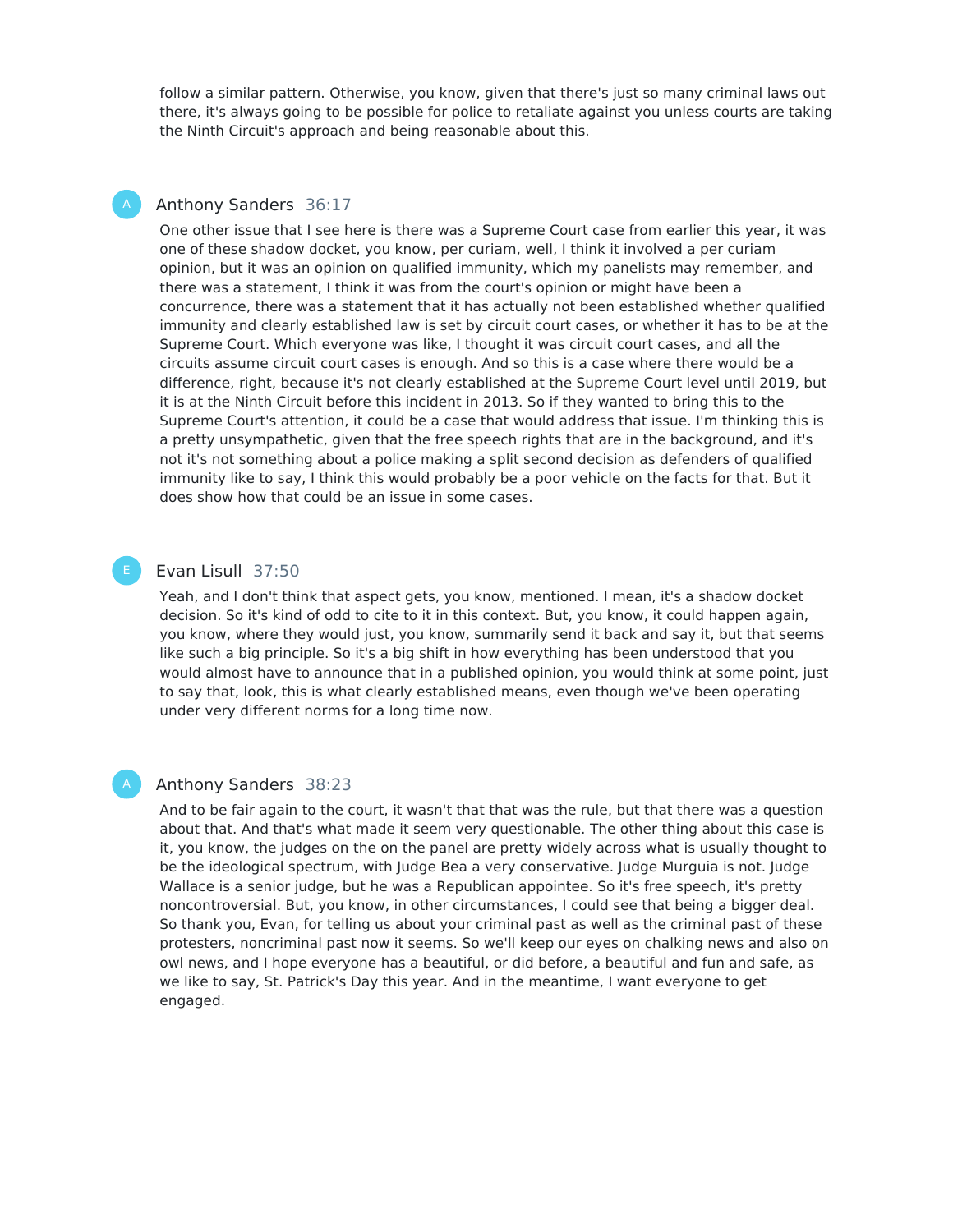follow a similar pattern. Otherwise, you know, given that there's just so many criminal laws out there, it's always going to be possible for police to retaliate against you unless courts are taking the Ninth Circuit's approach and being reasonable about this.

**Anthony Sanders** 36:17

One other issue that I see here is there was a Supreme Court case from earlier this year, it was one of these shadow docket, you know, per curiam, well, I think it involved a per curiam opinion, but it was an opinion on qualified immunity, which my panelists may remember, and there was a statement, I think it was from the court's opinion or might have been a concurrence, there was a statement that it has actually not been established whether qualified immunity and clearly established law is set by circuit court cases, or whether it has to be at the Supreme Court. Which everyone was like, I thought it was circuit court cases, and all the circuits assume circuit court cases is enough. And so this is a case where there would be a difference, right, because it's not clearly established at the Supreme Court level until 2019, but it is at the Ninth Circuit before this incident in 2013. So if they wanted to bring this to the Supreme Court's attention, it could be a case that would address that issue. I'm thinking this is a pretty unsympathetic, given that the free speech rights that are in the background, and it's not it's not something about a police making a split second decision as defenders of qualified immunity like to say, I think this would probably be a poor vehicle on the facts for that. But it does show how that could be an issue in some cases.

**Evan Lisull** 37:50

Yeah, and I don't think that aspect gets, you know, mentioned. I mean, it's a shadow docket decision. So it's kind of odd to cite to it in this context. But, you know, it could happen again, you know, where they would just, you know, summarily send it back and say it, but that seems like such a big principle. So it's a big shift in how everything has been understood that you would almost have to announce that in a published opinion, you would think at some point, just to say that, look, this is what clearly established means, even though we've been operating under very different norms for a long time now.

**Anthony Sanders** 38:23

And to be fair again to the court, it wasn't that that was the rule, but that there was a question about that. And that's what made it seem very questionable. The other thing about this case is it, you know, the judges on the on the panel are pretty widely across what is usually thought to be the ideological spectrum, with Judge Bea a very conservative. Judge Murguia is not. Judge Wallace is a senior judge, but he was a Republican appointee. So it's free speech, it's pretty noncontroversial. But, you know, in other circumstances, I could see that being a bigger deal. So thank you, Evan, for telling us about your criminal past as well as the criminal past of these protesters, noncriminal past now it seems. So we'll keep our eyes on chalking news and also on owl news, and I hope everyone has a beautiful, or did before, a beautiful and fun and safe, as we like to say, St. Patrick's Day this year. And in the meantime, I want everyone to get engaged.